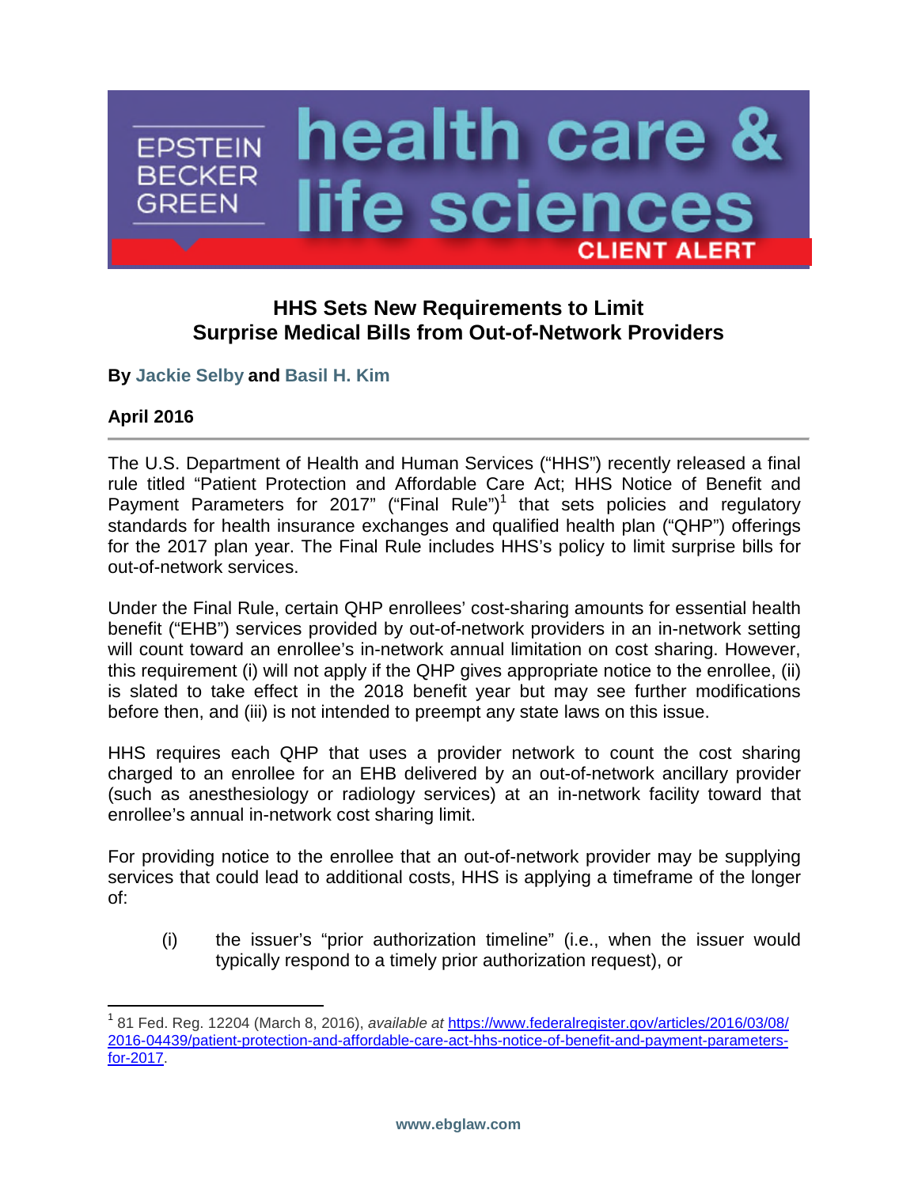EPSTEIN BECKER GREEN

**health care & life sciences**

**CLIENT ALERT**

# HHS Sets New Requirements to Limit Surprise Medical Bills from Out-of-Network Providers

**By Jackie Selby and Basil H. Kim**

**April 2016**

---

The U.S. Department of Health and Human Services ("HHS") recently released a final rule titled "Patient Protection and Affordable Care Act; HHS Notice of Benefit and Payment Parameters for 2017" ("Final Rule")[1] that sets policies and regulatory standards for health insurance exchanges and qualified health plan ("QHP") offerings for the 2017 plan year. The Final Rule includes HHS's policy to limit surprise bills for out-of-network services.

Under the Final Rule, certain QHP enrollees' cost-sharing amounts for essential health benefit ("EHB") services provided by out-of-network providers in an in-network setting will count toward an enrollee's in-network annual limitation on cost sharing. However, this requirement (i) will not apply if the QHP gives appropriate notice to the enrollee, (ii) is slated to take effect in the 2018 benefit year but may see further modifications before then, and (iii) is not intended to preempt any state laws on this issue.

HHS requires each QHP that uses a provider network to count the cost sharing charged to an enrollee for an EHB delivered by an out-of-network ancillary provider (such as anesthesiology or radiology services) at an in-network facility toward that enrollee's annual in-network cost sharing limit.

For providing notice to the enrollee that an out-of-network provider may be supplying services that could lead to additional costs, HHS is applying a timeframe of the longer of:

(i) the issuer's "prior authorization timeline" (i.e., when the issuer would typically respond to a timely prior authorization request), or

---

[1] 81 Fed. Reg. 12204 (March 8, 2016), *available at* https://www.federalregister.gov/articles/2016/03/08/2016-04439/patient-protection-and-affordable-care-act-hhs-notice-of-benefit-and-payment-parameters-for-2017.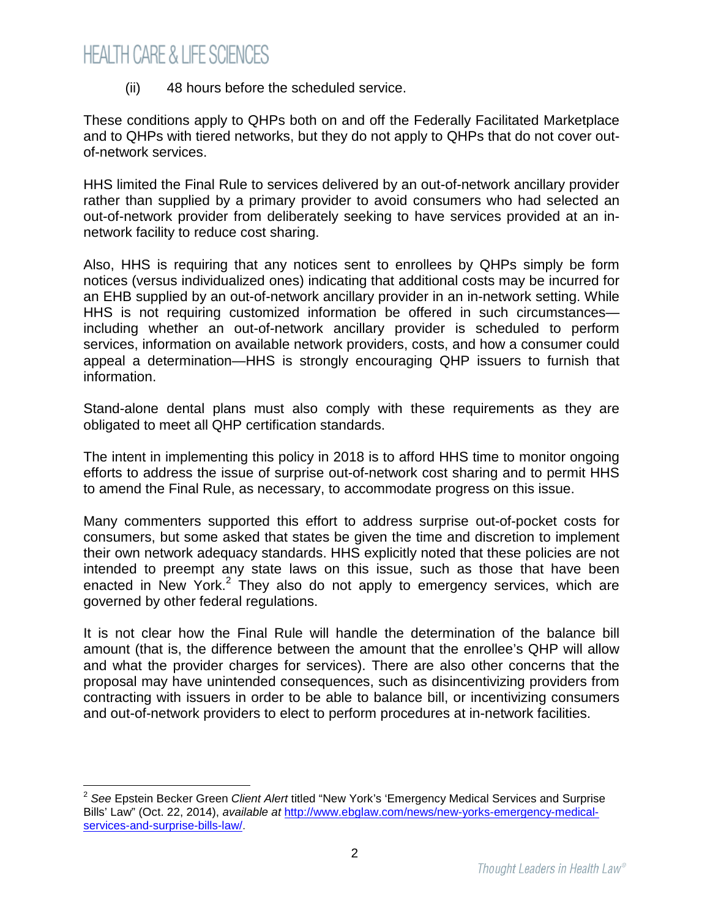(ii) 48 hours before the scheduled service.

These conditions apply to QHPs both on and off the Federally Facilitated Marketplace and to QHPs with tiered networks, but they do not apply to QHPs that do not cover out-of-network services.

HHS limited the Final Rule to services delivered by an out-of-network ancillary provider rather than supplied by a primary provider to avoid consumers who had selected an out-of-network provider from deliberately seeking to have services provided at an in-network facility to reduce cost sharing.

Also, HHS is requiring that any notices sent to enrollees by QHPs simply be form notices (versus individualized ones) indicating that additional costs may be incurred for an EHB supplied by an out-of-network ancillary provider in an in-network setting. While HHS is not requiring customized information be offered in such circumstances—including whether an out-of-network ancillary provider is scheduled to perform services, information on available network providers, costs, and how a consumer could appeal a determination—HHS is strongly encouraging QHP issuers to furnish that information.

Stand-alone dental plans must also comply with these requirements as they are obligated to meet all QHP certification standards.

The intent in implementing this policy in 2018 is to afford HHS time to monitor ongoing efforts to address the issue of surprise out-of-network cost sharing and to permit HHS to amend the Final Rule, as necessary, to accommodate progress on this issue.

Many commenters supported this effort to address surprise out-of-pocket costs for consumers, but some asked that states be given the time and discretion to implement their own network adequacy standards. HHS explicitly noted that these policies are not intended to preempt any state laws on this issue, such as those that have been enacted in New York.[2] They also do not apply to emergency services, which are governed by other federal regulations.

It is not clear how the Final Rule will handle the determination of the balance bill amount (that is, the difference between the amount that the enrollee's QHP will allow and what the provider charges for services). There are also other concerns that the proposal may have unintended consequences, such as disincentivizing providers from contracting with issuers in order to be able to balance bill, or incentivizing consumers and out-of-network providers to elect to perform procedures at in-network facilities.

---

[2] *See* Epstein Becker Green *Client Alert* titled "New York's 'Emergency Medical Services and Surprise Bills' Law" (Oct. 22, 2014), *available at* [http://www.ebglaw.com/news/new-yorks-emergency-medical-services-and-surprise-bills-law/](http://www.ebglaw.com/news/new-yorks-emergency-medical-services-and-surprise-bills-law/).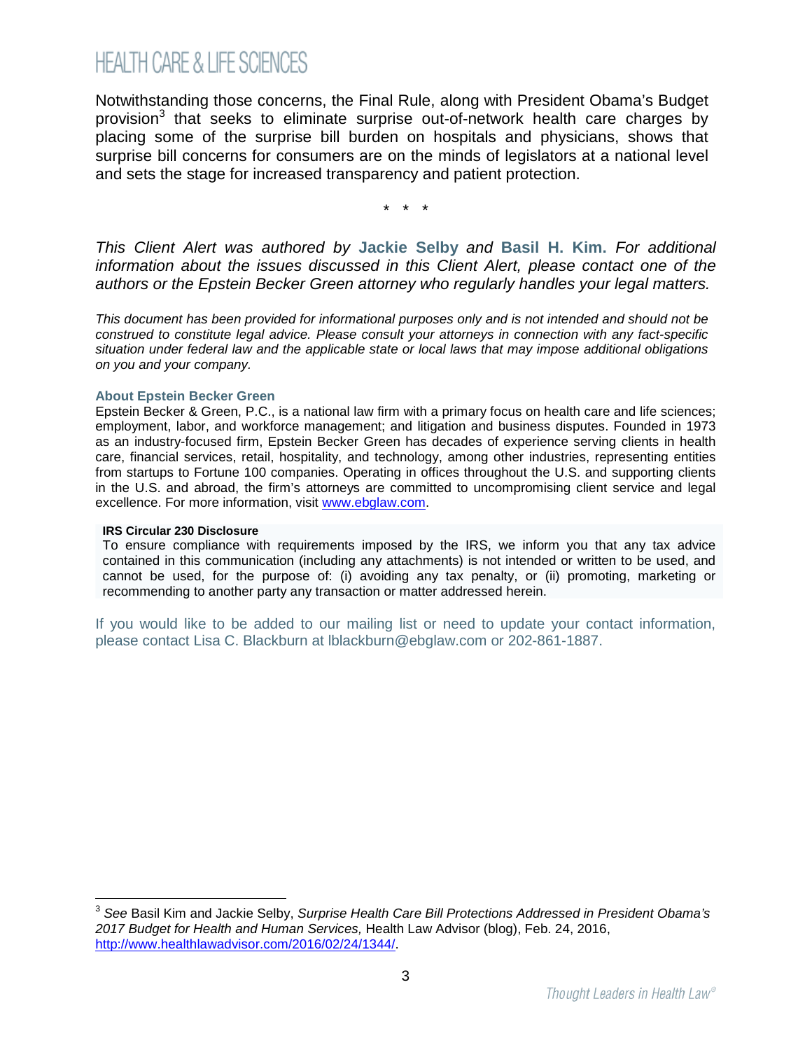Notwithstanding those concerns, the Final Rule, along with President Obama's Budget provision[3] that seeks to eliminate surprise out-of-network health care charges by placing some of the surprise bill burden on hospitals and physicians, shows that surprise bill concerns for consumers are on the minds of legislators at a national level and sets the stage for increased transparency and patient protection.

\* \* \*

*This Client Alert was authored by* **Jackie Selby** *and* **Basil H. Kim.** *For additional information about the issues discussed in this Client Alert, please contact one of the authors or the Epstein Becker Green attorney who regularly handles your legal matters.*

*This document has been provided for informational purposes only and is not intended and should not be construed to constitute legal advice. Please consult your attorneys in connection with any fact-specific situation under federal law and the applicable state or local laws that may impose additional obligations on you and your company.*

**About Epstein Becker Green**

Epstein Becker & Green, P.C., is a national law firm with a primary focus on health care and life sciences; employment, labor, and workforce management; and litigation and business disputes. Founded in 1973 as an industry-focused firm, Epstein Becker Green has decades of experience serving clients in health care, financial services, retail, hospitality, and technology, among other industries, representing entities from startups to Fortune 100 companies. Operating in offices throughout the U.S. and supporting clients in the U.S. and abroad, the firm's attorneys are committed to uncompromising client service and legal excellence. For more information, visit [www.ebglaw.com](http://www.ebglaw.com).

**IRS Circular 230 Disclosure**

To ensure compliance with requirements imposed by the IRS, we inform you that any tax advice contained in this communication (including any attachments) is not intended or written to be used, and cannot be used, for the purpose of: (i) avoiding any tax penalty, or (ii) promoting, marketing or recommending to another party any transaction or matter addressed herein.

If you would like to be added to our mailing list or need to update your contact information, please contact Lisa C. Blackburn at lblackburn@ebglaw.com or 202-861-1887.

---

[3] *See* Basil Kim and Jackie Selby, *Surprise Health Care Bill Protections Addressed in President Obama's 2017 Budget for Health and Human Services,* Health Law Advisor (blog), Feb. 24, 2016, [http://www.healthlawadvisor.com/2016/02/24/1344/](http://www.healthlawadvisor.com/2016/02/24/1344/).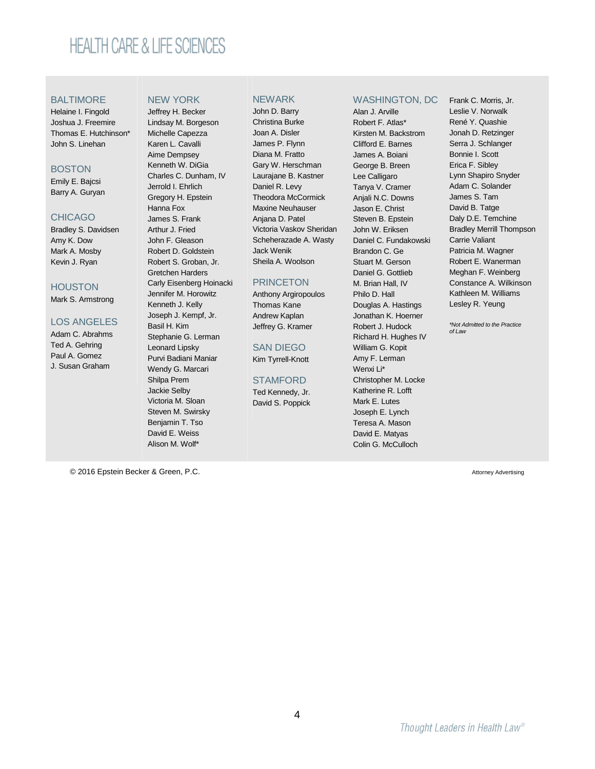# HEALTH CARE & LIFE SCIENCES

## BALTIMORE

Helaine I. Fingold
Joshua J. Freemire
Thomas E. Hutchinson*
John S. Linehan

## BOSTON

Emily E. Bajcsi
Barry A. Guryan

## CHICAGO

Bradley S. Davidsen
Amy K. Dow
Mark A. Mosby
Kevin J. Ryan

## HOUSTON

Mark S. Armstrong

## LOS ANGELES

Adam C. Abrahms
Ted A. Gehring
Paul A. Gomez
J. Susan Graham

## NEW YORK

Jeffrey H. Becker
Lindsay M. Borgeson
Michelle Capezza
Karen L. Cavalli
Aime Dempsey
Kenneth W. DiGia
Charles C. Dunham, IV
Jerrold I. Ehrlich
Gregory H. Epstein
Hanna Fox
James S. Frank
Arthur J. Fried
John F. Gleason
Robert D. Goldstein
Robert S. Groban, Jr.
Gretchen Harders
Carly Eisenberg Hoinacki
Jennifer M. Horowitz
Kenneth J. Kelly
Joseph J. Kempf, Jr.
Basil H. Kim
Stephanie G. Lerman
Leonard Lipsky
Purvi Badiani Maniar
Wendy G. Marcari
Shilpa Prem
Jackie Selby
Victoria M. Sloan
Steven M. Swirsky
Benjamin T. Tso
David E. Weiss
Alison M. Wolf*

## NEWARK

John D. Barry
Christina Burke
Joan A. Disler
James P. Flynn
Diana M. Fratto
Gary W. Herschman
Laurajane B. Kastner
Daniel R. Levy
Theodora McCormick
Maxine Neuhauser
Anjana D. Patel
Victoria Vaskov Sheridan
Scheherazade A. Wasty
Jack Wenik
Sheila A. Woolson

## PRINCETON

Anthony Argiropoulos
Thomas Kane
Andrew Kaplan
Jeffrey G. Kramer

## SAN DIEGO

Kim Tyrrell-Knott

## STAMFORD

Ted Kennedy, Jr.
David S. Poppick

## WASHINGTON, DC

Alan J. Arville
Robert F. Atlas*
Kirsten M. Backstrom
Clifford E. Barnes
James A. Boiani
George B. Breen
Lee Calligaro
Tanya V. Cramer
Anjali N.C. Downs
Jason E. Christ
Steven B. Epstein
John W. Eriksen
Daniel C. Fundakowski
Brandon C. Ge
Stuart M. Gerson
Daniel G. Gottlieb
M. Brian Hall, IV
Philo D. Hall
Douglas A. Hastings
Jonathan K. Hoerner
Robert J. Hudock
Richard H. Hughes IV
William G. Kopit
Amy F. Lerman
Wenxi Li*
Christopher M. Locke
Katherine R. Lofft
Mark E. Lutes
Joseph E. Lynch
Teresa A. Mason
David E. Matyas
Colin G. McCulloch
Frank C. Morris, Jr.
Leslie V. Norwalk
René Y. Quashie
Jonah D. Retzinger
Serra J. Schlanger
Bonnie I. Scott
Erica F. Sibley
Lynn Shapiro Snyder
Adam C. Solander
James S. Tam
David B. Tatge
Daly D.E. Temchine
Bradley Merrill Thompson
Carrie Valiant
Patricia M. Wagner
Robert E. Wanerman
Meghan F. Weinberg
Constance A. Wilkinson
Kathleen M. Williams
Lesley R. Yeung

*\*Not Admitted to the Practice of Law*

© 2016 Epstein Becker & Green, P.C.

Attorney Advertising

*Thought Leaders in Health Law®*